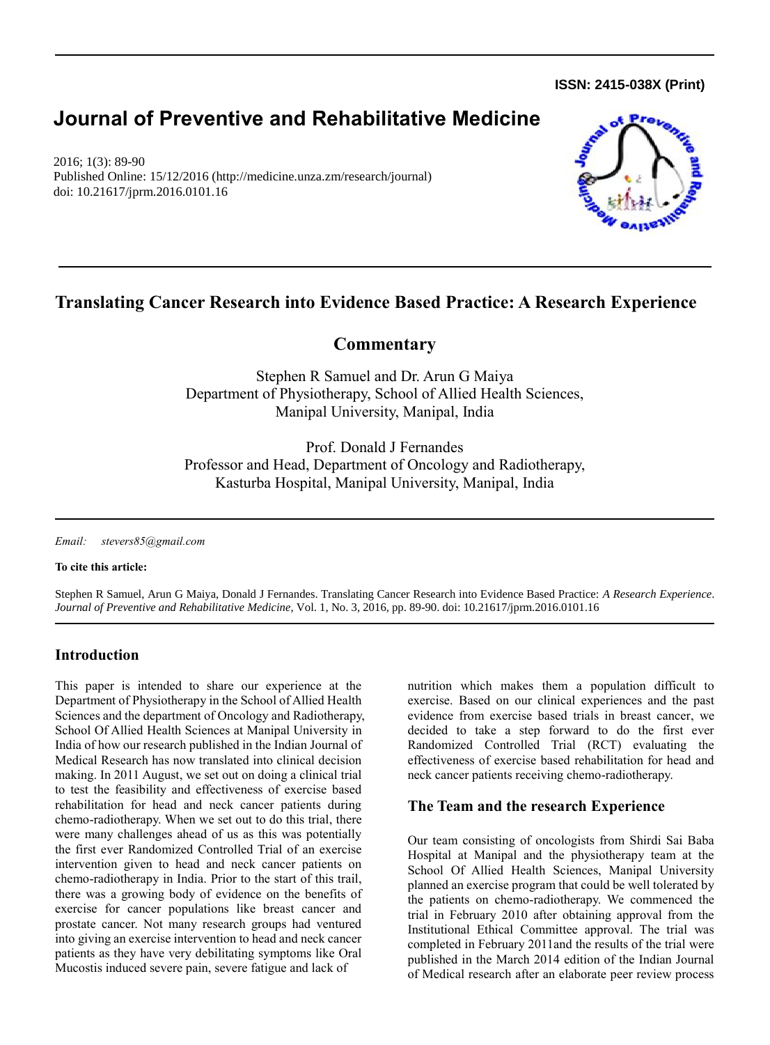**ISSN: 2415-038X (Print)**

# Journal of Preventive and Rehabilitative Medicine

2016; 1(3): 89-90
Published Online: 15/12/2016 (http://medicine.unza.zm/research/journal)
doi: 10.21617/jprm.2016.0101.16

## Translating Cancer Research into Evidence Based Practice: A Research Experience

### Commentary

Stephen R Samuel and Dr. Arun G Maiya
Department of Physiotherapy, School of Allied Health Sciences, Manipal University, Manipal, India

Prof. Donald J Fernandes
Professor and Head, Department of Oncology and Radiotherapy, Kasturba Hospital, Manipal University, Manipal, India

*Email:* *stevers85@gmail.com*

**To cite this article:**

Stephen R Samuel, Arun G Maiya, Donald J Fernandes. Translating Cancer Research into Evidence Based Practice: *A Research Experience*. *Journal of Preventive and Rehabilitative Medicine,* Vol. 1, No. 3, 2016, pp. 89-90. doi: 10.21617/jprm.2016.0101.16

## Introduction

This paper is intended to share our experience at the Department of Physiotherapy in the School of Allied Health Sciences and the department of Oncology and Radiotherapy, School Of Allied Health Sciences at Manipal University in India of how our research published in the Indian Journal of Medical Research has now translated into clinical decision making. In 2011 August, we set out on doing a clinical trial to test the feasibility and effectiveness of exercise based rehabilitation for head and neck cancer patients during chemo-radiotherapy. When we set out to do this trial, there were many challenges ahead of us as this was potentially the first ever Randomized Controlled Trial of an exercise intervention given to head and neck cancer patients on chemo-radiotherapy in India. Prior to the start of this trail, there was a growing body of evidence on the benefits of exercise for cancer populations like breast cancer and prostate cancer. Not many research groups had ventured into giving an exercise intervention to head and neck cancer patients as they have very debilitating symptoms like Oral Mucostis induced severe pain, severe fatigue and lack of nutrition which makes them a population difficult to exercise. Based on our clinical experiences and the past evidence from exercise based trials in breast cancer, we decided to take a step forward to do the first ever Randomized Controlled Trial (RCT) evaluating the effectiveness of exercise based rehabilitation for head and neck cancer patients receiving chemo-radiotherapy.

## The Team and the research Experience

Our team consisting of oncologists from Shirdi Sai Baba Hospital at Manipal and the physiotherapy team at the School Of Allied Health Sciences, Manipal University planned an exercise program that could be well tolerated by the patients on chemo-radiotherapy. We commenced the trial in February 2010 after obtaining approval from the Institutional Ethical Committee approval. The trial was completed in February 2011and the results of the trial were published in the March 2014 edition of the Indian Journal of Medical research after an elaborate peer review process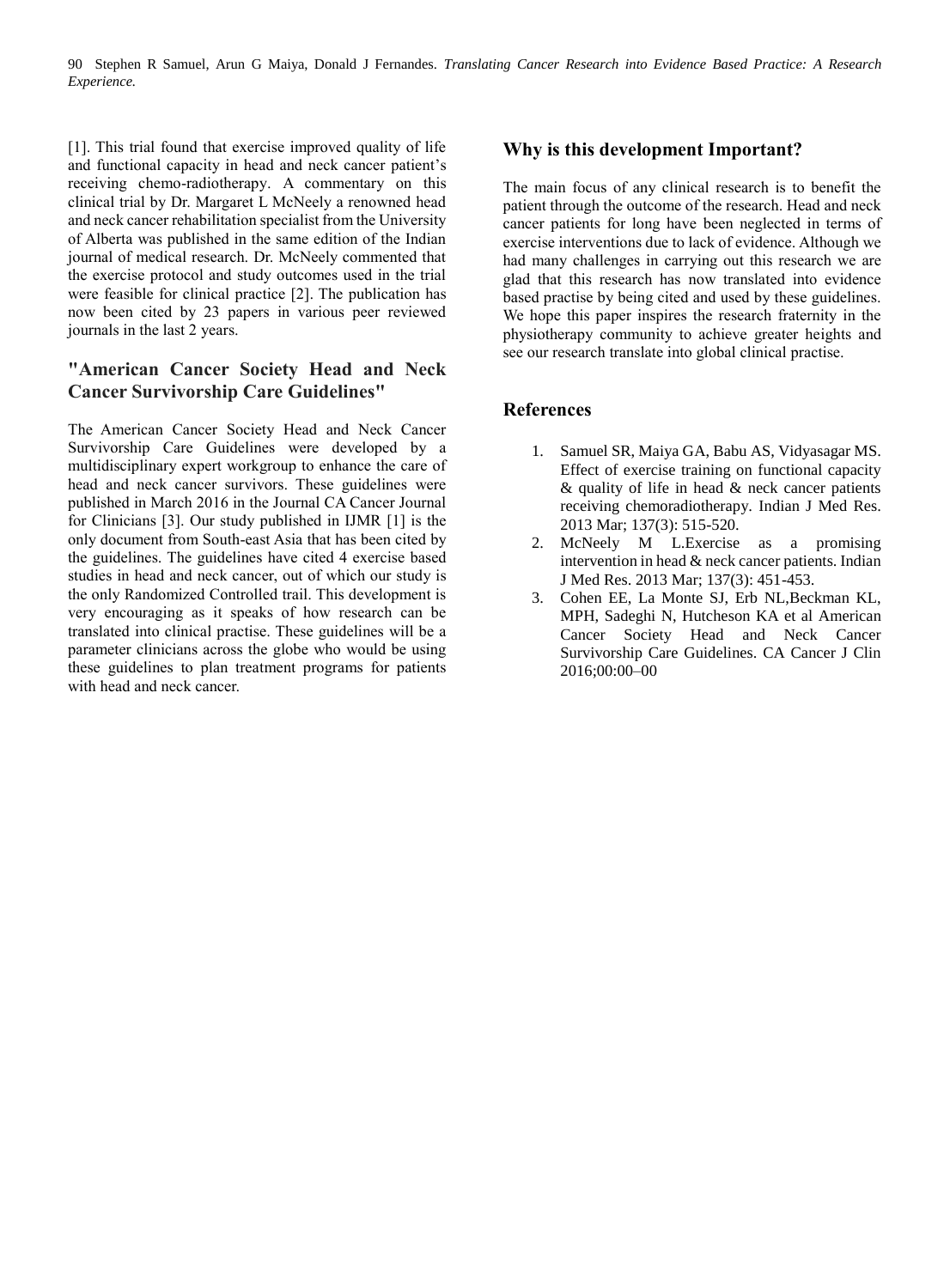[1]. This trial found that exercise improved quality of life and functional capacity in head and neck cancer patient's receiving chemo-radiotherapy. A commentary on this clinical trial by Dr. Margaret L McNeely a renowned head and neck cancer rehabilitation specialist from the University of Alberta was published in the same edition of the Indian journal of medical research. Dr. McNeely commented that the exercise protocol and study outcomes used in the trial were feasible for clinical practice [2]. The publication has now been cited by 23 papers in various peer reviewed journals in the last 2 years.

## "American Cancer Society Head and Neck Cancer Survivorship Care Guidelines"

The American Cancer Society Head and Neck Cancer Survivorship Care Guidelines were developed by a multidisciplinary expert workgroup to enhance the care of head and neck cancer survivors. These guidelines were published in March 2016 in the Journal CA Cancer Journal for Clinicians [3]. Our study published in IJMR [1] is the only document from South-east Asia that has been cited by the guidelines. The guidelines have cited 4 exercise based studies in head and neck cancer, out of which our study is the only Randomized Controlled trail. This development is very encouraging as it speaks of how research can be translated into clinical practise. These guidelines will be a parameter clinicians across the globe who would be using these guidelines to plan treatment programs for patients with head and neck cancer.

## Why is this development Important?

The main focus of any clinical research is to benefit the patient through the outcome of the research. Head and neck cancer patients for long have been neglected in terms of exercise interventions due to lack of evidence. Although we had many challenges in carrying out this research we are glad that this research has now translated into evidence based practise by being cited and used by these guidelines. We hope this paper inspires the research fraternity in the physiotherapy community to achieve greater heights and see our research translate into global clinical practise.

## References

1. Samuel SR, Maiya GA, Babu AS, Vidyasagar MS. Effect of exercise training on functional capacity & quality of life in head & neck cancer patients receiving chemoradiotherapy. Indian J Med Res. 2013 Mar; 137(3): 515-520.
2. McNeely M L.Exercise as a promising intervention in head & neck cancer patients. Indian J Med Res. 2013 Mar; 137(3): 451-453.
3. Cohen EE, La Monte SJ, Erb NL,Beckman KL, MPH, Sadeghi N, Hutcheson KA et al American Cancer Society Head and Neck Cancer Survivorship Care Guidelines. CA Cancer J Clin 2016;00:00–00